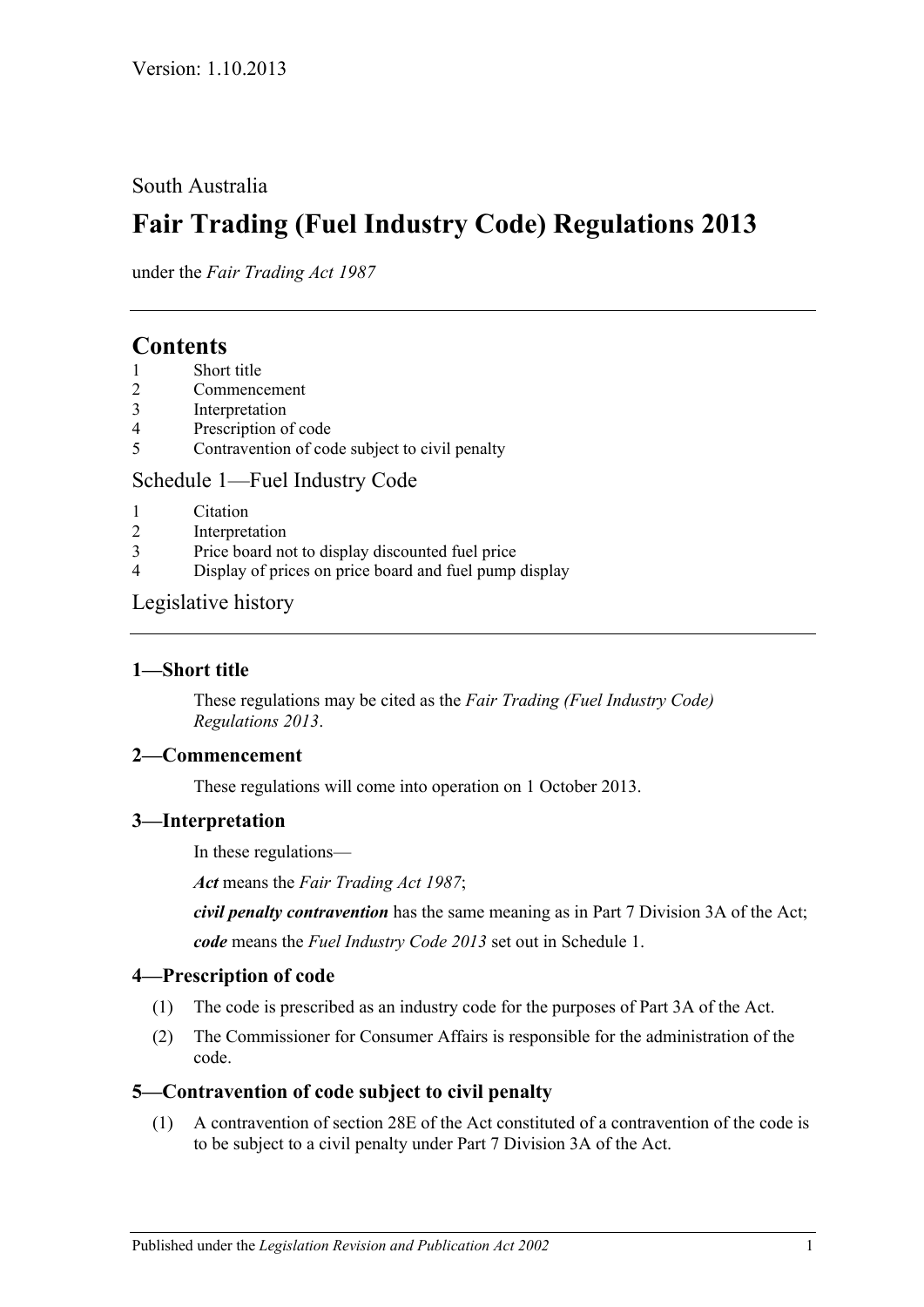Version: 1.10.2013

South Australia

# Fair Trading (Fuel Industry Code) Regulations 2013

under the *Fair Trading Act 1987*

## Contents

1 Short title
2 Commencement
3 Interpretation
4 Prescription of code
5 Contravention of code subject to civil penalty

Schedule 1—Fuel Industry Code

1 Citation
2 Interpretation
3 Price board not to display discounted fuel price
4 Display of prices on price board and fuel pump display

Legislative history

### 1—Short title

These regulations may be cited as the *Fair Trading (Fuel Industry Code) Regulations 2013*.

### 2—Commencement

These regulations will come into operation on 1 October 2013.

### 3—Interpretation

In these regulations—

***Act*** means the *Fair Trading Act 1987*;

***civil penalty contravention*** has the same meaning as in Part 7 Division 3A of the Act;

***code*** means the *Fuel Industry Code 2013* set out in Schedule 1.

### 4—Prescription of code

(1) The code is prescribed as an industry code for the purposes of Part 3A of the Act.

(2) The Commissioner for Consumer Affairs is responsible for the administration of the code.

### 5—Contravention of code subject to civil penalty

(1) A contravention of section 28E of the Act constituted of a contravention of the code is to be subject to a civil penalty under Part 7 Division 3A of the Act.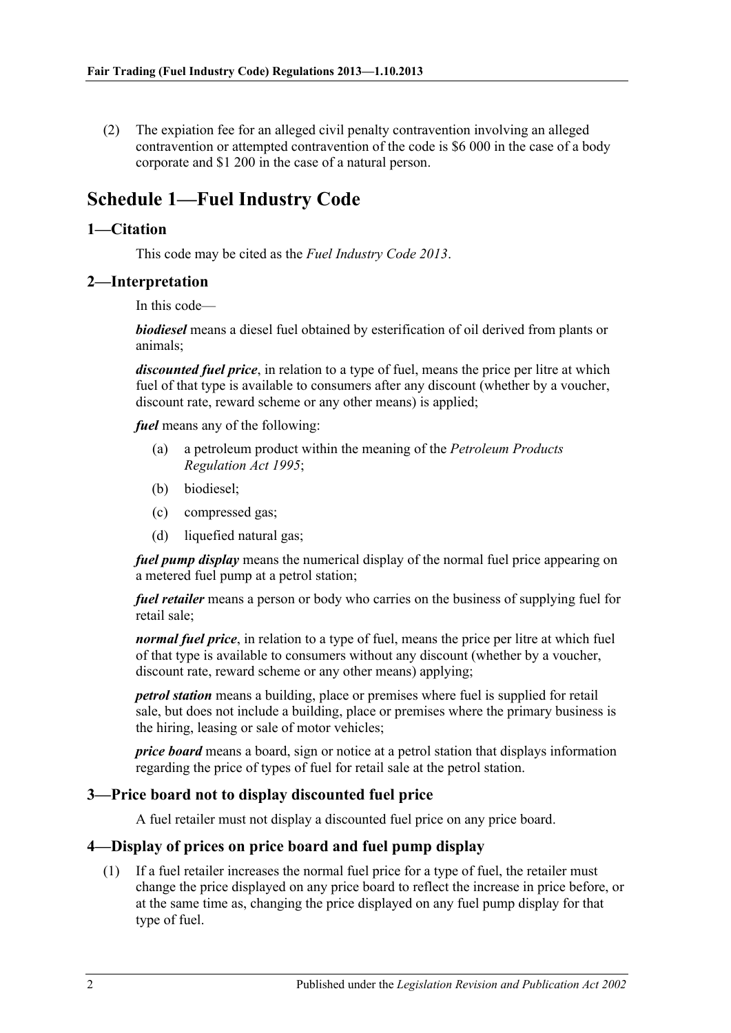(2) The expiation fee for an alleged civil penalty contravention involving an alleged contravention or attempted contravention of the code is $6 000 in the case of a body corporate and $1 200 in the case of a natural person.

# Schedule 1—Fuel Industry Code

## 1—Citation

This code may be cited as the *Fuel Industry Code 2013*.

## 2—Interpretation

In this code—

***biodiesel*** means a diesel fuel obtained by esterification of oil derived from plants or animals;

***discounted fuel price***, in relation to a type of fuel, means the price per litre at which fuel of that type is available to consumers after any discount (whether by a voucher, discount rate, reward scheme or any other means) is applied;

***fuel*** means any of the following:

- (a) a petroleum product within the meaning of the *Petroleum Products Regulation Act 1995*;
- (b) biodiesel;
- (c) compressed gas;
- (d) liquefied natural gas;

***fuel pump display*** means the numerical display of the normal fuel price appearing on a metered fuel pump at a petrol station;

***fuel retailer*** means a person or body who carries on the business of supplying fuel for retail sale;

***normal fuel price***, in relation to a type of fuel, means the price per litre at which fuel of that type is available to consumers without any discount (whether by a voucher, discount rate, reward scheme or any other means) applying;

***petrol station*** means a building, place or premises where fuel is supplied for retail sale, but does not include a building, place or premises where the primary business is the hiring, leasing or sale of motor vehicles;

***price board*** means a board, sign or notice at a petrol station that displays information regarding the price of types of fuel for retail sale at the petrol station.

## 3—Price board not to display discounted fuel price

A fuel retailer must not display a discounted fuel price on any price board.

## 4—Display of prices on price board and fuel pump display

(1) If a fuel retailer increases the normal fuel price for a type of fuel, the retailer must change the price displayed on any price board to reflect the increase in price before, or at the same time as, changing the price displayed on any fuel pump display for that type of fuel.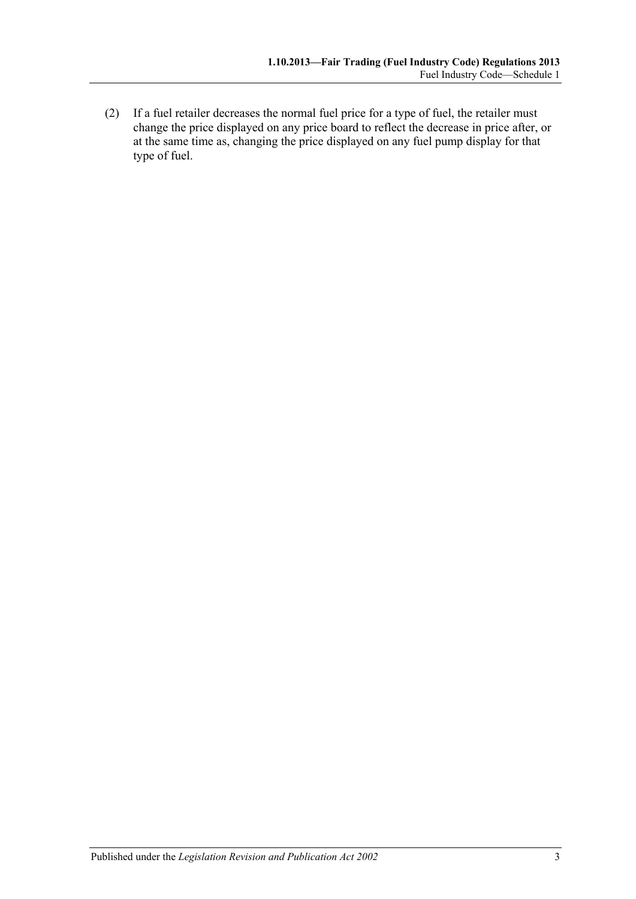(2) If a fuel retailer decreases the normal fuel price for a type of fuel, the retailer must change the price displayed on any price board to reflect the decrease in price after, or at the same time as, changing the price displayed on any fuel pump display for that type of fuel.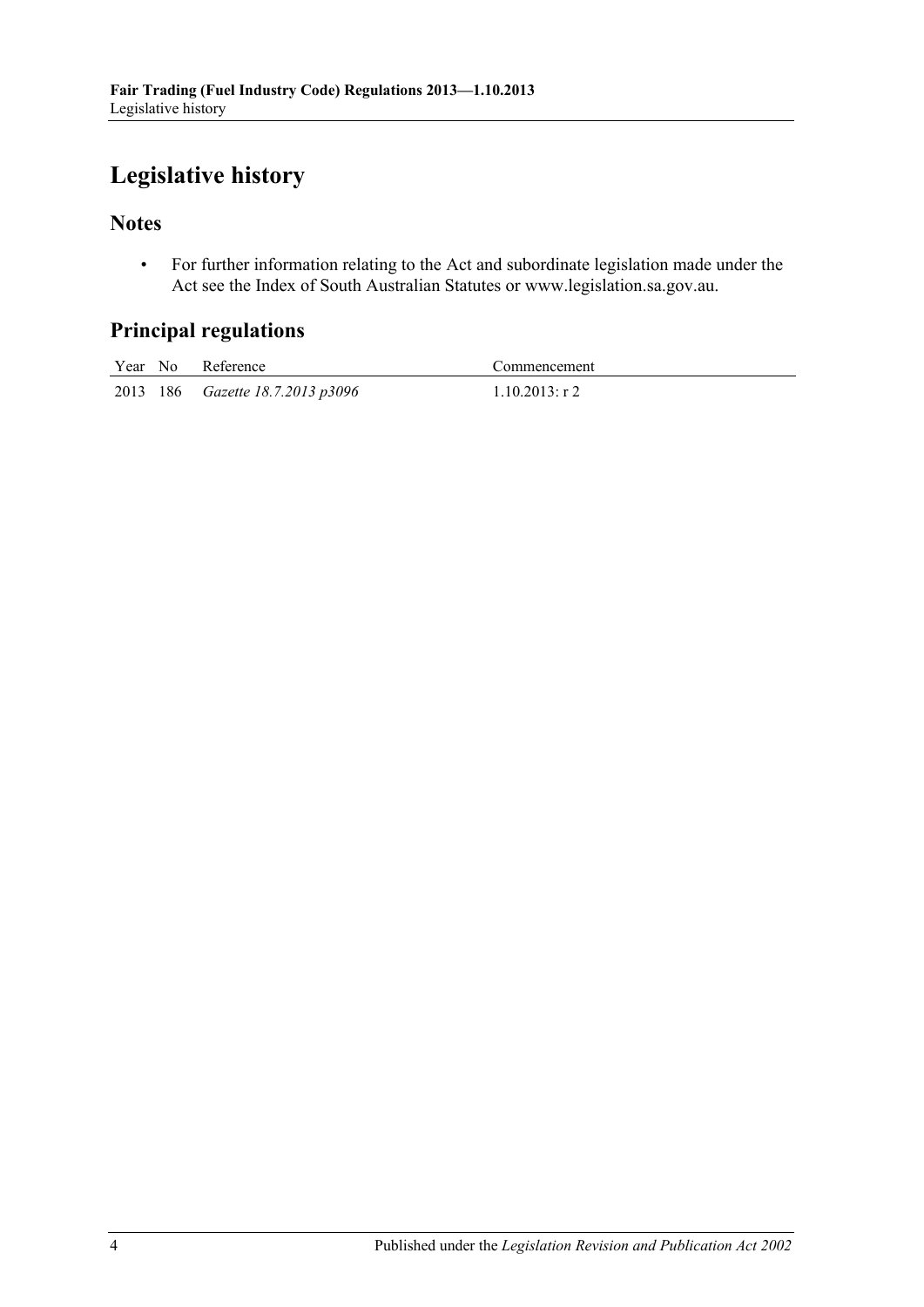# Legislative history

## Notes

- For further information relating to the Act and subordinate legislation made under the Act see the Index of South Australian Statutes or www.legislation.sa.gov.au.

## Principal regulations

| Year | No | Reference | Commencement |
|---|---|---|---|
| 2013 | 186 | *Gazette 18.7.2013 p3096* | 1.10.2013: r 2 |